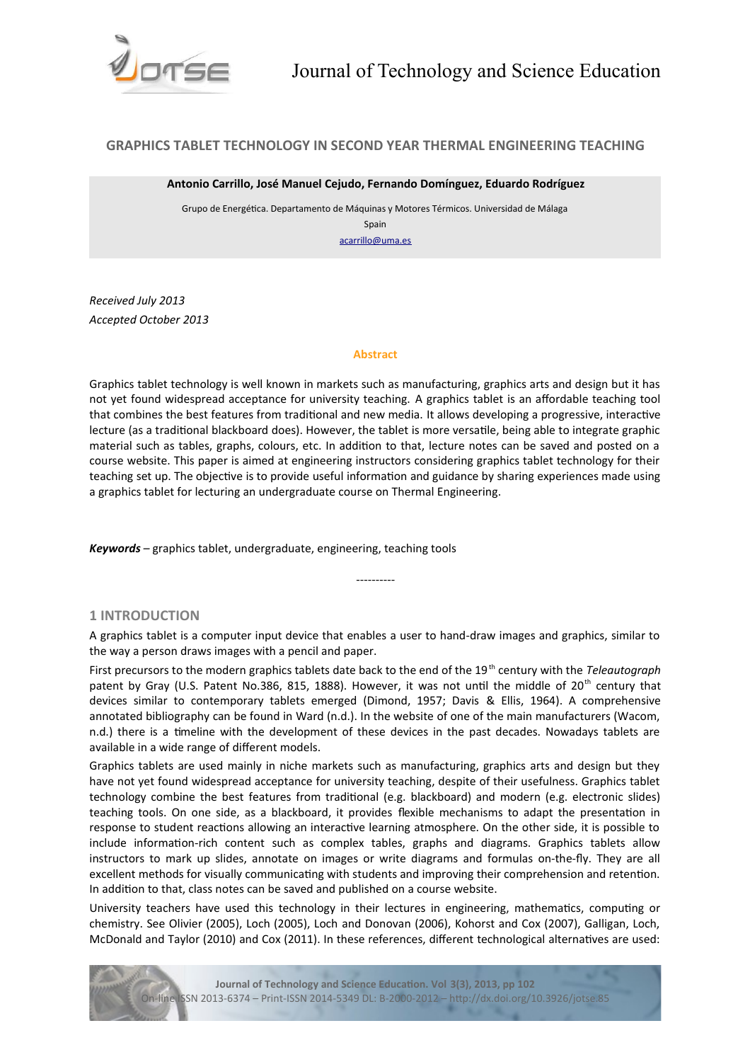# GRAPHICS TABLET TECHNOLOGY IN SECOND YEAR THERMAL ENGINEERING TEACHING

**Antonio Carrillo, José Manuel Cejudo, Fernando Domínguez, Eduardo Rodríguez**

Grupo de Energética. Departamento de Máquinas y Motores Térmicos. Universidad de Málaga

Spain

acarrillo@uma.es

*Received July 2013*

*Accepted October 2013*

## Abstract

Graphics tablet technology is well known in markets such as manufacturing, graphics arts and design but it has not yet found widespread acceptance for university teaching. A graphics tablet is an affordable teaching tool that combines the best features from traditional and new media. It allows developing a progressive, interactive lecture (as a traditional blackboard does). However, the tablet is more versatile, being able to integrate graphic material such as tables, graphs, colours, etc. In addition to that, lecture notes can be saved and posted on a course website. This paper is aimed at engineering instructors considering graphics tablet technology for their teaching set up. The objective is to provide useful information and guidance by sharing experiences made using a graphics tablet for lecturing an undergraduate course on Thermal Engineering.

***Keywords*** – graphics tablet, undergraduate, engineering, teaching tools

----------

## 1 INTRODUCTION

A graphics tablet is a computer input device that enables a user to hand-draw images and graphics, similar to the way a person draws images with a pencil and paper.

First precursors to the modern graphics tablets date back to the end of the 19th century with the *Teleautograph* patent by Gray (U.S. Patent No.386, 815, 1888). However, it was not until the middle of 20th century that devices similar to contemporary tablets emerged (Dimond, 1957; Davis & Ellis, 1964). A comprehensive annotated bibliography can be found in Ward (n.d.). In the website of one of the main manufacturers (Wacom, n.d.) there is a timeline with the development of these devices in the past decades. Nowadays tablets are available in a wide range of different models.

Graphics tablets are used mainly in niche markets such as manufacturing, graphics arts and design but they have not yet found widespread acceptance for university teaching, despite of their usefulness. Graphics tablet technology combine the best features from traditional (e.g. blackboard) and modern (e.g. electronic slides) teaching tools. On one side, as a blackboard, it provides flexible mechanisms to adapt the presentation in response to student reactions allowing an interactive learning atmosphere. On the other side, it is possible to include information-rich content such as complex tables, graphs and diagrams. Graphics tablets allow instructors to mark up slides, annotate on images or write diagrams and formulas on-the-fly. They are all excellent methods for visually communicating with students and improving their comprehension and retention. In addition to that, class notes can be saved and published on a course website.

University teachers have used this technology in their lectures in engineering, mathematics, computing or chemistry. See Olivier (2005), Loch (2005), Loch and Donovan (2006), Kohorst and Cox (2007), Galligan, Loch, McDonald and Taylor (2010) and Cox (2011). In these references, different technological alternatives are used: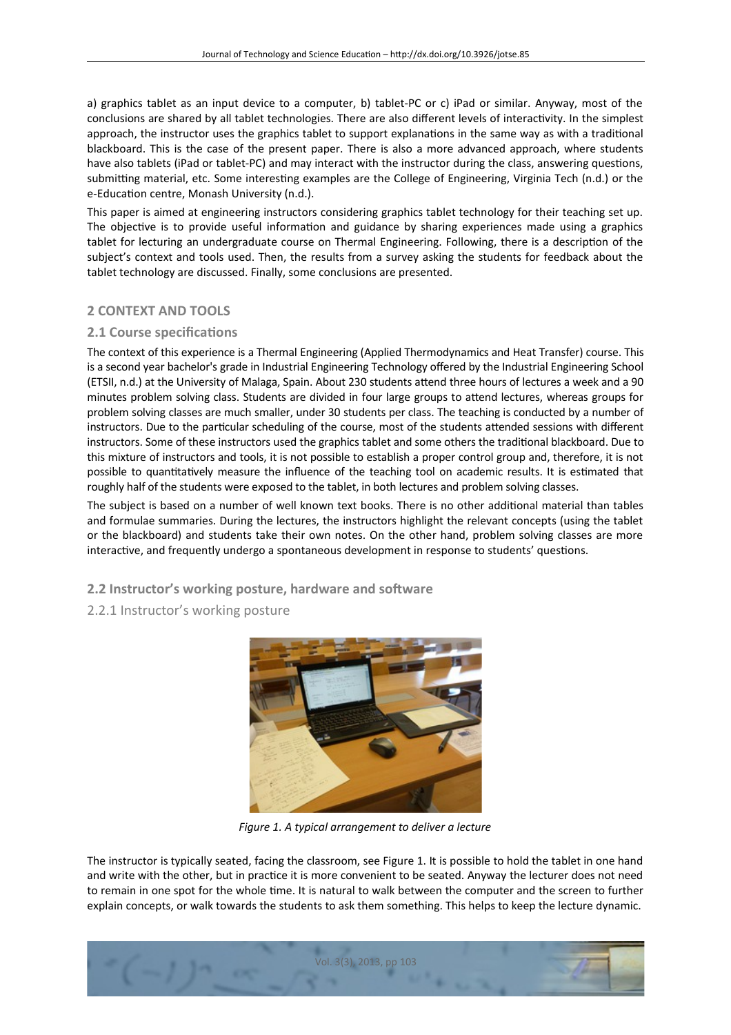a) graphics tablet as an input device to a computer, b) tablet-PC or c) iPad or similar. Anyway, most of the conclusions are shared by all tablet technologies. There are also different levels of interactivity. In the simplest approach, the instructor uses the graphics tablet to support explanations in the same way as with a traditional blackboard. This is the case of the present paper. There is also a more advanced approach, where students have also tablets (iPad or tablet-PC) and may interact with the instructor during the class, answering questions, submitting material, etc. Some interesting examples are the College of Engineering, Virginia Tech (n.d.) or the e-Education centre, Monash University (n.d.).

This paper is aimed at engineering instructors considering graphics tablet technology for their teaching set up. The objective is to provide useful information and guidance by sharing experiences made using a graphics tablet for lecturing an undergraduate course on Thermal Engineering. Following, there is a description of the subject's context and tools used. Then, the results from a survey asking the students for feedback about the tablet technology are discussed. Finally, some conclusions are presented.

## 2 CONTEXT AND TOOLS

### 2.1 Course specifications

The context of this experience is a Thermal Engineering (Applied Thermodynamics and Heat Transfer) course. This is a second year bachelor's grade in Industrial Engineering Technology offered by the Industrial Engineering School (ETSII, n.d.) at the University of Malaga, Spain. About 230 students attend three hours of lectures a week and a 90 minutes problem solving class. Students are divided in four large groups to attend lectures, whereas groups for problem solving classes are much smaller, under 30 students per class. The teaching is conducted by a number of instructors. Due to the particular scheduling of the course, most of the students attended sessions with different instructors. Some of these instructors used the graphics tablet and some others the traditional blackboard. Due to this mixture of instructors and tools, it is not possible to establish a proper control group and, therefore, it is not possible to quantitatively measure the influence of the teaching tool on academic results. It is estimated that roughly half of the students were exposed to the tablet, in both lectures and problem solving classes.

The subject is based on a number of well known text books. There is no other additional material than tables and formulae summaries. During the lectures, the instructors highlight the relevant concepts (using the tablet or the blackboard) and students take their own notes. On the other hand, problem solving classes are more interactive, and frequently undergo a spontaneous development in response to students' questions.

### 2.2 Instructor's working posture, hardware and software

#### 2.2.1 Instructor's working posture

*Figure 1. A typical arrangement to deliver a lecture*

The instructor is typically seated, facing the classroom, see Figure 1. It is possible to hold the tablet in one hand and write with the other, but in practice it is more convenient to be seated. Anyway the lecturer does not need to remain in one spot for the whole time. It is natural to walk between the computer and the screen to further explain concepts, or walk towards the students to ask them something. This helps to keep the lecture dynamic.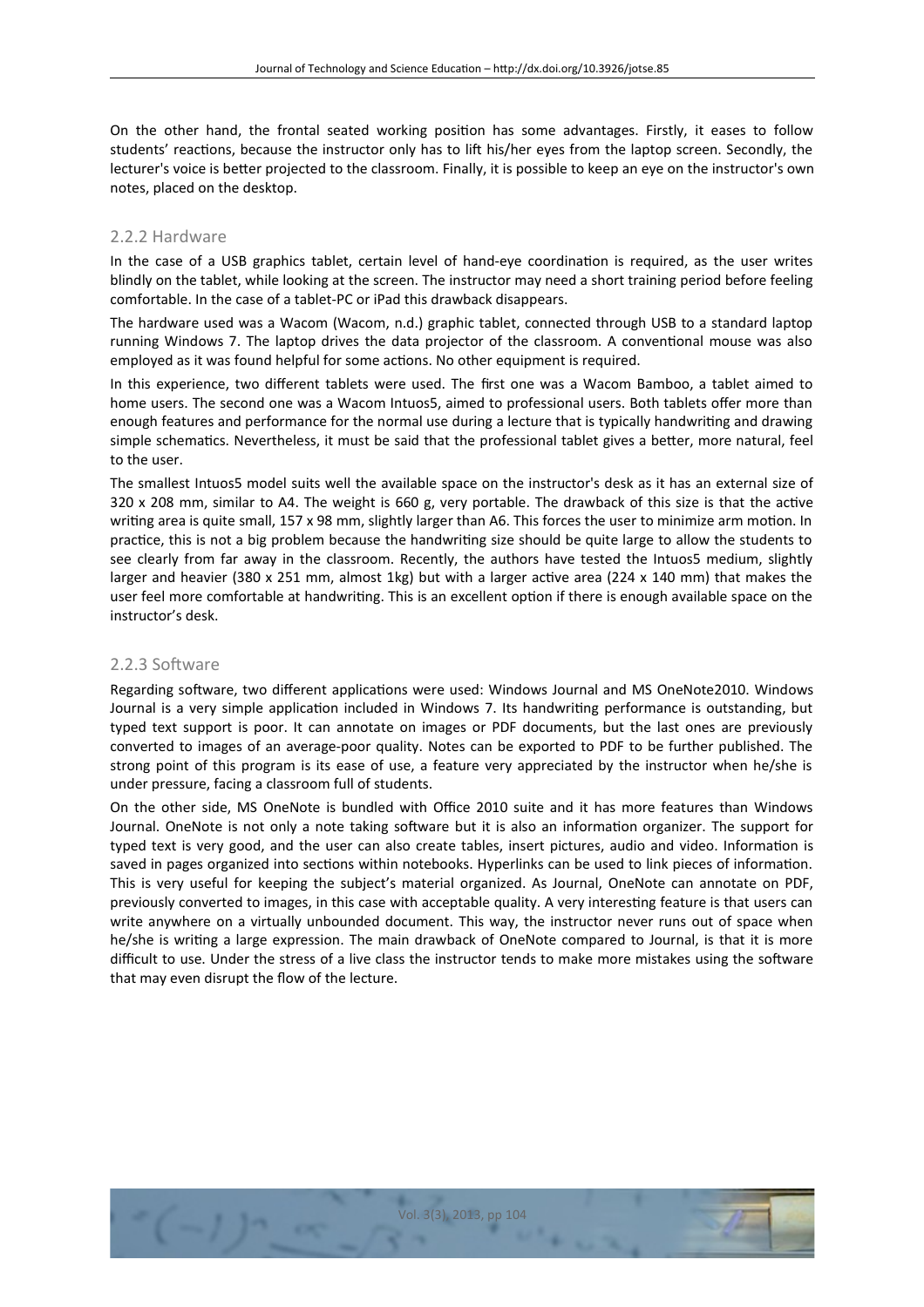On the other hand, the frontal seated working position has some advantages. Firstly, it eases to follow students' reactions, because the instructor only has to lift his/her eyes from the laptop screen. Secondly, the lecturer's voice is better projected to the classroom. Finally, it is possible to keep an eye on the instructor's own notes, placed on the desktop.

### 2.2.2 Hardware

In the case of a USB graphics tablet, certain level of hand-eye coordination is required, as the user writes blindly on the tablet, while looking at the screen. The instructor may need a short training period before feeling comfortable. In the case of a tablet-PC or iPad this drawback disappears.

The hardware used was a Wacom (Wacom, n.d.) graphic tablet, connected through USB to a standard laptop running Windows 7. The laptop drives the data projector of the classroom. A conventional mouse was also employed as it was found helpful for some actions. No other equipment is required.

In this experience, two different tablets were used. The first one was a Wacom Bamboo, a tablet aimed to home users. The second one was a Wacom Intuos5, aimed to professional users. Both tablets offer more than enough features and performance for the normal use during a lecture that is typically handwriting and drawing simple schematics. Nevertheless, it must be said that the professional tablet gives a better, more natural, feel to the user.

The smallest Intuos5 model suits well the available space on the instructor's desk as it has an external size of 320 x 208 mm, similar to A4. The weight is 660 g, very portable. The drawback of this size is that the active writing area is quite small, 157 x 98 mm, slightly larger than A6. This forces the user to minimize arm motion. In practice, this is not a big problem because the handwriting size should be quite large to allow the students to see clearly from far away in the classroom. Recently, the authors have tested the Intuos5 medium, slightly larger and heavier (380 x 251 mm, almost 1kg) but with a larger active area (224 x 140 mm) that makes the user feel more comfortable at handwriting. This is an excellent option if there is enough available space on the instructor's desk.

### 2.2.3 Software

Regarding software, two different applications were used: Windows Journal and MS OneNote2010. Windows Journal is a very simple application included in Windows 7. Its handwriting performance is outstanding, but typed text support is poor. It can annotate on images or PDF documents, but the last ones are previously converted to images of an average-poor quality. Notes can be exported to PDF to be further published. The strong point of this program is its ease of use, a feature very appreciated by the instructor when he/she is under pressure, facing a classroom full of students.

On the other side, MS OneNote is bundled with Office 2010 suite and it has more features than Windows Journal. OneNote is not only a note taking software but it is also an information organizer. The support for typed text is very good, and the user can also create tables, insert pictures, audio and video. Information is saved in pages organized into sections within notebooks. Hyperlinks can be used to link pieces of information. This is very useful for keeping the subject's material organized. As Journal, OneNote can annotate on PDF, previously converted to images, in this case with acceptable quality. A very interesting feature is that users can write anywhere on a virtually unbounded document. This way, the instructor never runs out of space when he/she is writing a large expression. The main drawback of OneNote compared to Journal, is that it is more difficult to use. Under the stress of a live class the instructor tends to make more mistakes using the software that may even disrupt the flow of the lecture.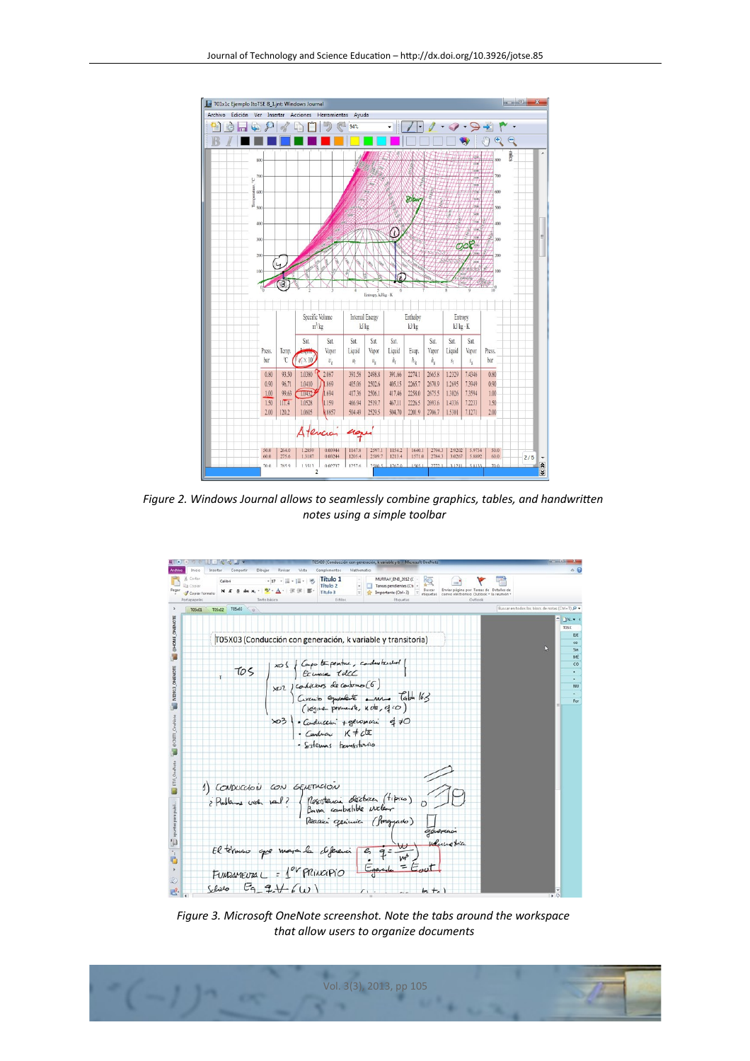Figure 2. Windows Journal allows to seamlessly combine graphics, tables, and handwritten notes using a simple toolbar

Figure 3. Microsoft OneNote screenshot. Note the tabs around the workspace that allow users to organize documents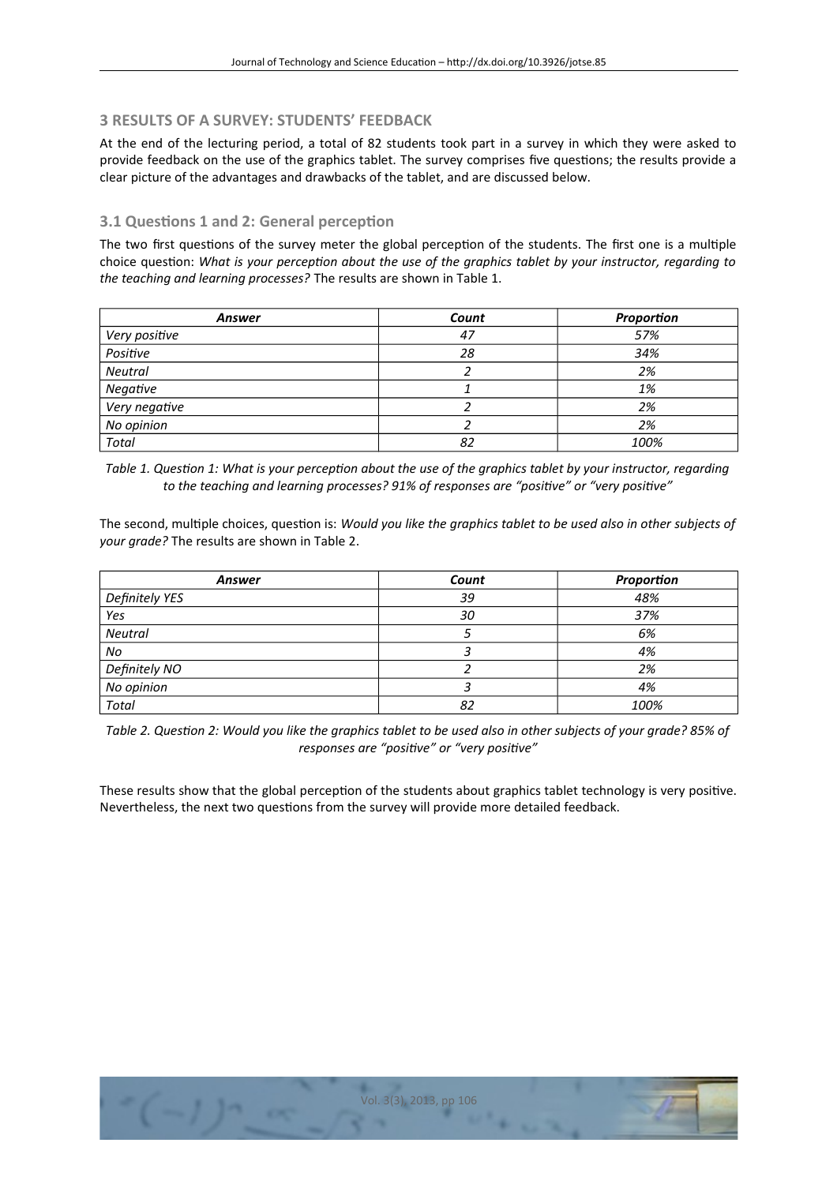## 3 RESULTS OF A SURVEY: STUDENTS' FEEDBACK

At the end of the lecturing period, a total of 82 students took part in a survey in which they were asked to provide feedback on the use of the graphics tablet. The survey comprises five questions; the results provide a clear picture of the advantages and drawbacks of the tablet, and are discussed below.

### 3.1 Questions 1 and 2: General perception

The two first questions of the survey meter the global perception of the students. The first one is a multiple choice question: *What is your perception about the use of the graphics tablet by your instructor, regarding to the teaching and learning processes?* The results are shown in Table 1.

| *Answer* | *Count* | *Proportion* |
|---|---|---|
| *Very positive* | *47* | *57%* |
| *Positive* | *28* | *34%* |
| *Neutral* | *2* | *2%* |
| *Negative* | *1* | *1%* |
| *Very negative* | *2* | *2%* |
| *No opinion* | *2* | *2%* |
| *Total* | *82* | *100%* |

*Table 1. Question 1: What is your perception about the use of the graphics tablet by your instructor, regarding to the teaching and learning processes? 91% of responses are "positive" or "very positive"*

The second, multiple choices, question is: *Would you like the graphics tablet to be used also in other subjects of your grade?* The results are shown in Table 2.

| *Answer* | *Count* | *Proportion* |
|---|---|---|
| *Definitely YES* | *39* | *48%* |
| *Yes* | *30* | *37%* |
| *Neutral* | *5* | *6%* |
| *No* | *3* | *4%* |
| *Definitely NO* | *2* | *2%* |
| *No opinion* | *3* | *4%* |
| *Total* | *82* | *100%* |

*Table 2. Question 2: Would you like the graphics tablet to be used also in other subjects of your grade? 85% of responses are "positive" or "very positive"*

These results show that the global perception of the students about graphics tablet technology is very positive. Nevertheless, the next two questions from the survey will provide more detailed feedback.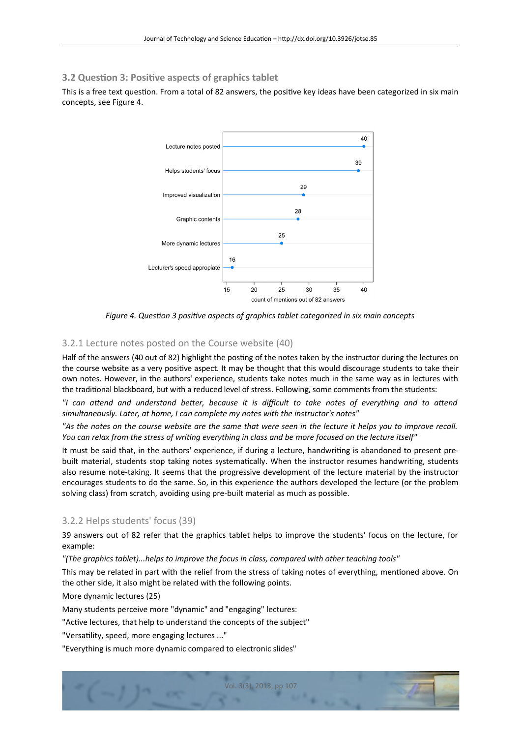## 3.2 Question 3: Positive aspects of graphics tablet

This is a free text question. From a total of 82 answers, the positive key ideas have been categorized in six main concepts, see Figure 4.

| Category | count of mentions out of 82 answers |
|---|---|
| Lecture notes posted | 40 |
| Helps students' focus | 39 |
| Improved visualization | 29 |
| Graphic contents | 28 |
| More dynamic lectures | 25 |
| Lecturer's speed appropiate | 16 |

*Figure 4. Question 3 positive aspects of graphics tablet categorized in six main concepts*

### 3.2.1 Lecture notes posted on the Course website (40)

Half of the answers (40 out of 82) highlight the posting of the notes taken by the instructor during the lectures on the course website as a very positive aspect. It may be thought that this would discourage students to take their own notes. However, in the authors' experience, students take notes much in the same way as in lectures with the traditional blackboard, but with a reduced level of stress. Following, some comments from the students:

*"I can attend and understand better, because it is difficult to take notes of everything and to attend simultaneously. Later, at home, I can complete my notes with the instructor's notes"*

*"As the notes on the course website are the same that were seen in the lecture it helps you to improve recall. You can relax from the stress of writing everything in class and be more focused on the lecture itself"*

It must be said that, in the authors' experience, if during a lecture, handwriting is abandoned to present pre-built material, students stop taking notes systematically. When the instructor resumes handwriting, students also resume note-taking. It seems that the progressive development of the lecture material by the instructor encourages students to do the same. So, in this experience the authors developed the lecture (or the problem solving class) from scratch, avoiding using pre-built material as much as possible.

### 3.2.2 Helps students' focus (39)

39 answers out of 82 refer that the graphics tablet helps to improve the students' focus on the lecture, for example:

*"(The graphics tablet)...helps to improve the focus in class, compared with other teaching tools"*

This may be related in part with the relief from the stress of taking notes of everything, mentioned above. On the other side, it also might be related with the following points.

More dynamic lectures (25)

Many students perceive more "dynamic" and "engaging" lectures:

"Active lectures, that help to understand the concepts of the subject"

"Versatility, speed, more engaging lectures ..."

"Everything is much more dynamic compared to electronic slides"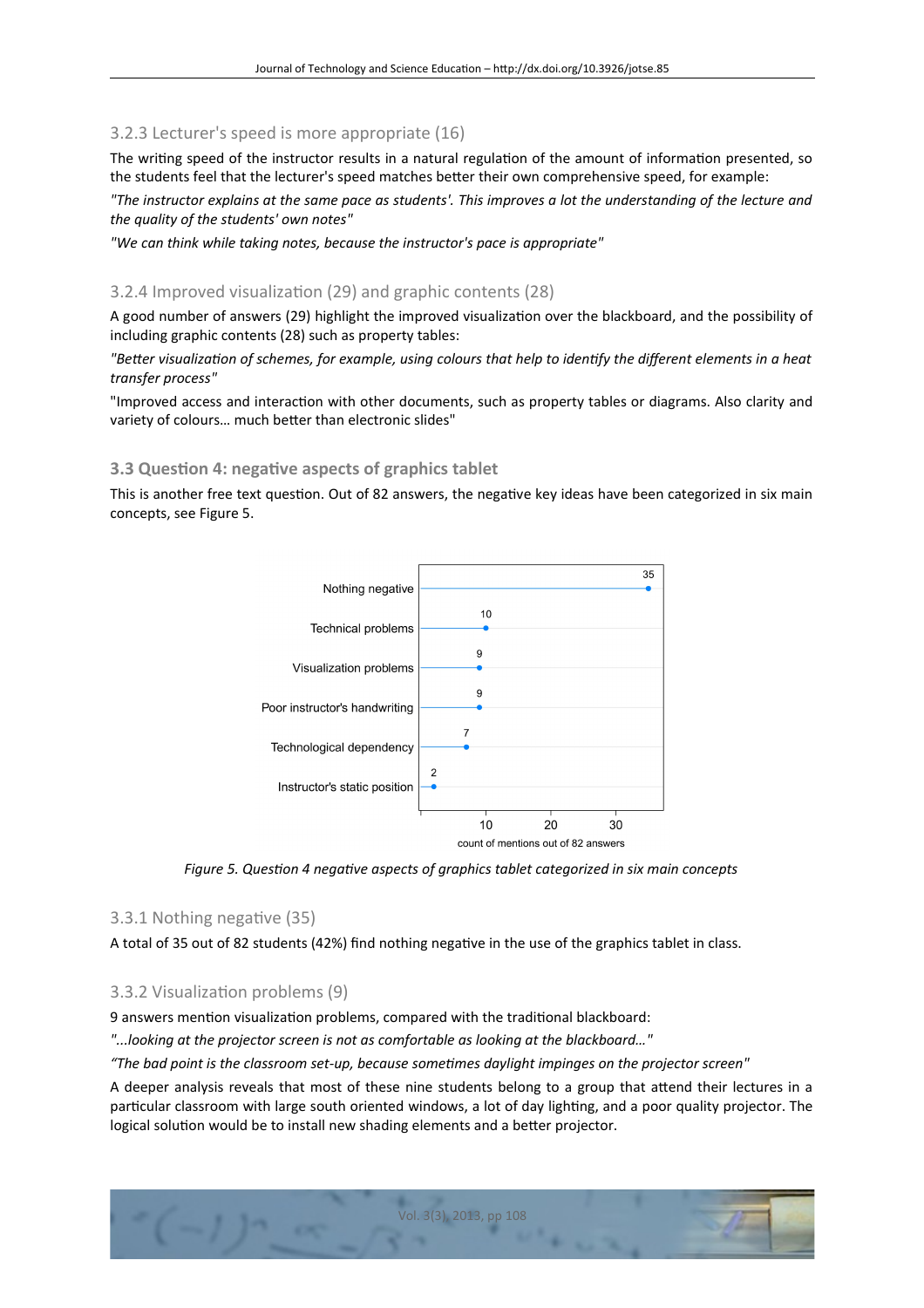### 3.2.3 Lecturer's speed is more appropriate (16)

The writing speed of the instructor results in a natural regulation of the amount of information presented, so the students feel that the lecturer's speed matches better their own comprehensive speed, for example:

*"The instructor explains at the same pace as students'. This improves a lot the understanding of the lecture and the quality of the students' own notes"*

*"We can think while taking notes, because the instructor's pace is appropriate"*

### 3.2.4 Improved visualization (29) and graphic contents (28)

A good number of answers (29) highlight the improved visualization over the blackboard, and the possibility of including graphic contents (28) such as property tables:

*"Better visualization of schemes, for example, using colours that help to identify the different elements in a heat transfer process"*

"Improved access and interaction with other documents, such as property tables or diagrams. Also clarity and variety of colours… much better than electronic slides"

## 3.3 Question 4: negative aspects of graphics tablet

This is another free text question. Out of 82 answers, the negative key ideas have been categorized in six main concepts, see Figure 5.

| Category | Count of mentions out of 82 answers |
|---|---|
| Nothing negative | 35 |
| Technical problems | 10 |
| Visualization problems | 9 |
| Poor instructor's handwriting | 9 |
| Technological dependency | 7 |
| Instructor's static position | 2 |

*Figure 5. Question 4 negative aspects of graphics tablet categorized in six main concepts*

### 3.3.1 Nothing negative (35)

A total of 35 out of 82 students (42%) find nothing negative in the use of the graphics tablet in class.

### 3.3.2 Visualization problems (9)

9 answers mention visualization problems, compared with the traditional blackboard:

*"...looking at the projector screen is not as comfortable as looking at the blackboard…"*

*"The bad point is the classroom set-up, because sometimes daylight impinges on the projector screen"*

A deeper analysis reveals that most of these nine students belong to a group that attend their lectures in a particular classroom with large south oriented windows, a lot of day lighting, and a poor quality projector. The logical solution would be to install new shading elements and a better projector.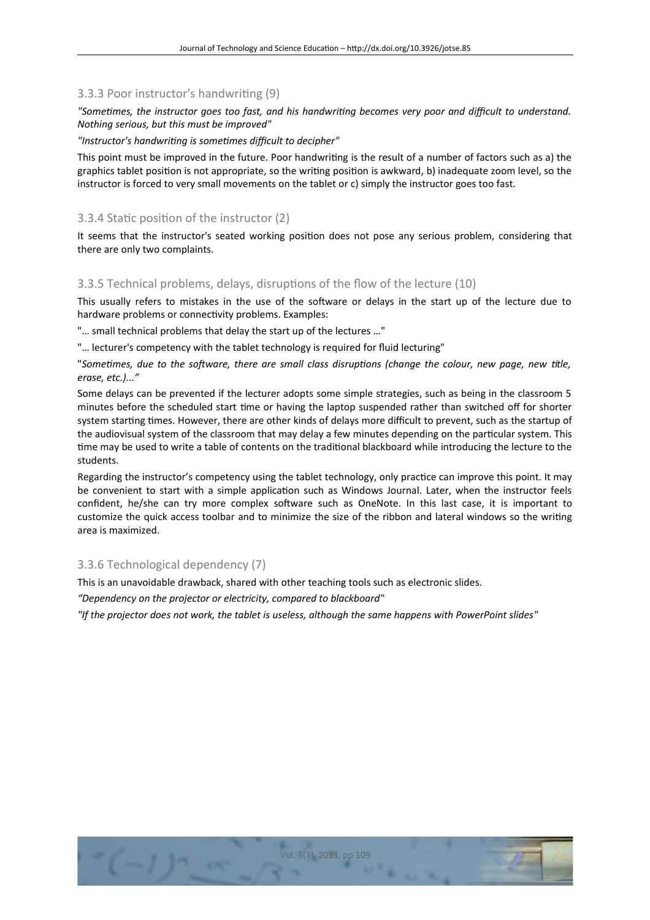### 3.3.3 Poor instructor's handwriting (9)

*"Sometimes, the instructor goes too fast, and his handwriting becomes very poor and difficult to understand. Nothing serious, but this must be improved"*

*"Instructor's handwriting is sometimes difficult to decipher"*

This point must be improved in the future. Poor handwriting is the result of a number of factors such as a) the graphics tablet position is not appropriate, so the writing position is awkward, b) inadequate zoom level, so the instructor is forced to very small movements on the tablet or c) simply the instructor goes too fast.

### 3.3.4 Static position of the instructor (2)

It seems that the instructor's seated working position does not pose any serious problem, considering that there are only two complaints.

### 3.3.5 Technical problems, delays, disruptions of the flow of the lecture (10)

This usually refers to mistakes in the use of the software or delays in the start up of the lecture due to hardware problems or connectivity problems. Examples:

"… small technical problems that delay the start up of the lectures …"

"… lecturer's competency with the tablet technology is required for fluid lecturing"

"*Sometimes, due to the software, there are small class disruptions (change the colour, new page, new title, erase, etc.)...”*

Some delays can be prevented if the lecturer adopts some simple strategies, such as being in the classroom 5 minutes before the scheduled start time or having the laptop suspended rather than switched off for shorter system starting times. However, there are other kinds of delays more difficult to prevent, such as the startup of the audiovisual system of the classroom that may delay a few minutes depending on the particular system. This time may be used to write a table of contents on the traditional blackboard while introducing the lecture to the students.

Regarding the instructor’s competency using the tablet technology, only practice can improve this point. It may be convenient to start with a simple application such as Windows Journal. Later, when the instructor feels confident, he/she can try more complex software such as OneNote. In this last case, it is important to customize the quick access toolbar and to minimize the size of the ribbon and lateral windows so the writing area is maximized.

### 3.3.6 Technological dependency (7)

This is an unavoidable drawback, shared with other teaching tools such as electronic slides.

*“Dependency on the projector or electricity, compared to blackboard"*

*"If the projector does not work, the tablet is useless, although the same happens with PowerPoint slides"*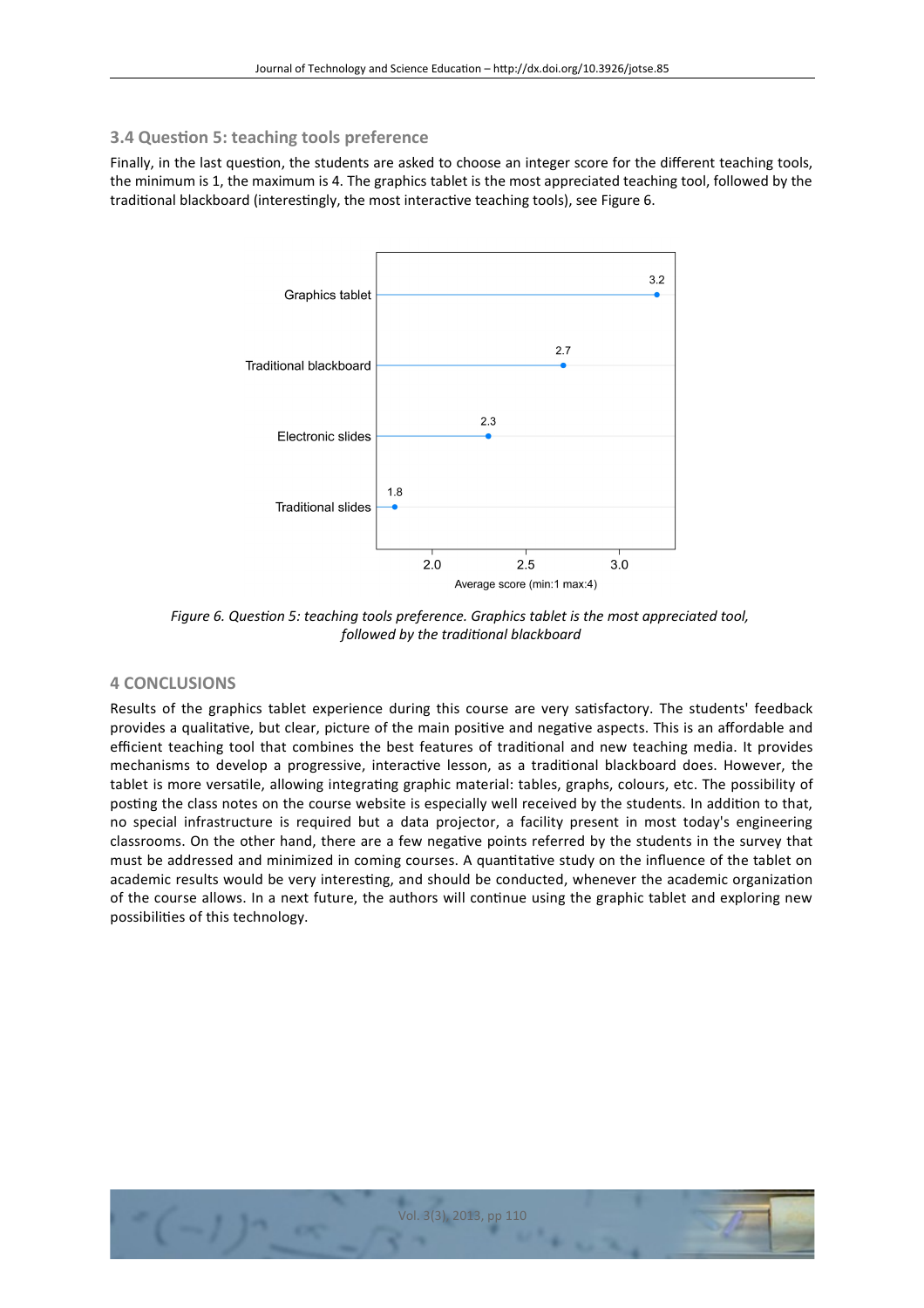### 3.4 Question 5: teaching tools preference

Finally, in the last question, the students are asked to choose an integer score for the different teaching tools, the minimum is 1, the maximum is 4. The graphics tablet is the most appreciated teaching tool, followed by the traditional blackboard (interestingly, the most interactive teaching tools), see Figure 6.

*Figure 6. Question 5: teaching tools preference. Graphics tablet is the most appreciated tool, followed by the traditional blackboard*

## 4 CONCLUSIONS

Results of the graphics tablet experience during this course are very satisfactory. The students' feedback provides a qualitative, but clear, picture of the main positive and negative aspects. This is an affordable and efficient teaching tool that combines the best features of traditional and new teaching media. It provides mechanisms to develop a progressive, interactive lesson, as a traditional blackboard does. However, the tablet is more versatile, allowing integrating graphic material: tables, graphs, colours, etc. The possibility of posting the class notes on the course website is especially well received by the students. In addition to that, no special infrastructure is required but a data projector, a facility present in most today's engineering classrooms. On the other hand, there are a few negative points referred by the students in the survey that must be addressed and minimized in coming courses. A quantitative study on the influence of the tablet on academic results would be very interesting, and should be conducted, whenever the academic organization of the course allows. In a next future, the authors will continue using the graphic tablet and exploring new possibilities of this technology.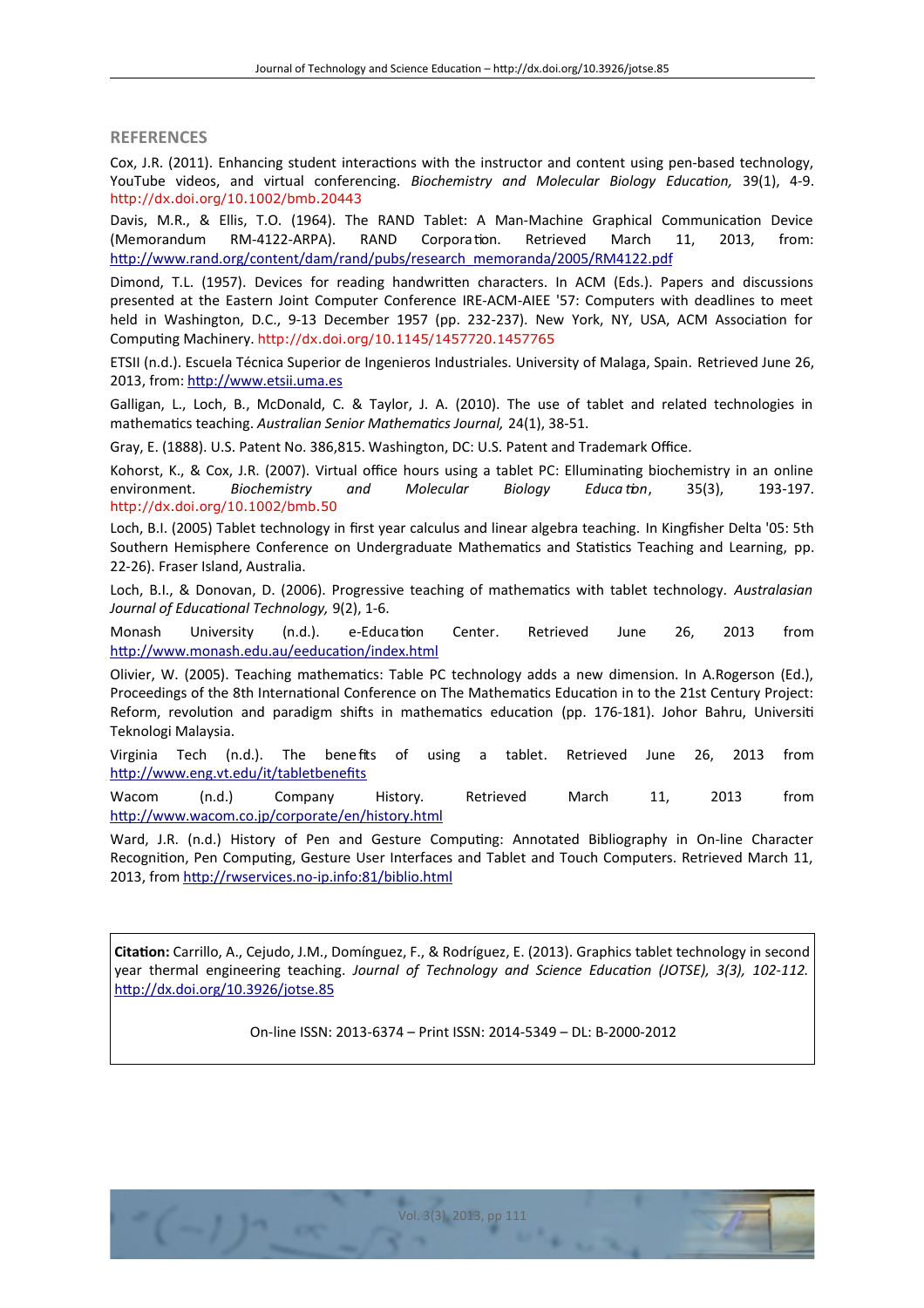## REFERENCES

Cox, J.R. (2011). Enhancing student interactions with the instructor and content using pen-based technology, YouTube videos, and virtual conferencing. *Biochemistry and Molecular Biology Education,* 39(1), 4-9. http://dx.doi.org/10.1002/bmb.20443

Davis, M.R., & Ellis, T.O. (1964). The RAND Tablet: A Man-Machine Graphical Communication Device (Memorandum RM-4122-ARPA). RAND Corporation. Retrieved March 11, 2013, from: http://www.rand.org/content/dam/rand/pubs/research_memoranda/2005/RM4122.pdf

Dimond, T.L. (1957). Devices for reading handwritten characters. In ACM (Eds.). Papers and discussions presented at the Eastern Joint Computer Conference IRE-ACM-AIEE '57: Computers with deadlines to meet held in Washington, D.C., 9-13 December 1957 (pp. 232-237). New York, NY, USA, ACM Association for Computing Machinery. http://dx.doi.org/10.1145/1457720.1457765

ETSII (n.d.). Escuela Técnica Superior de Ingenieros Industriales. University of Malaga, Spain. Retrieved June 26, 2013, from: http://www.etsii.uma.es

Galligan, L., Loch, B., McDonald, C. & Taylor, J. A. (2010). The use of tablet and related technologies in mathematics teaching. *Australian Senior Mathematics Journal,* 24(1), 38-51.

Gray, E. (1888). U.S. Patent No. 386,815. Washington, DC: U.S. Patent and Trademark Office.

Kohorst, K., & Cox, J.R. (2007). Virtual office hours using a tablet PC: Elluminating biochemistry in an online environment. *Biochemistry and Molecular Biology Education*, 35(3), 193-197. http://dx.doi.org/10.1002/bmb.50

Loch, B.I. (2005) Tablet technology in first year calculus and linear algebra teaching. In Kingfisher Delta '05: 5th Southern Hemisphere Conference on Undergraduate Mathematics and Statistics Teaching and Learning, pp. 22-26). Fraser Island, Australia.

Loch, B.I., & Donovan, D. (2006). Progressive teaching of mathematics with tablet technology. *Australasian Journal of Educational Technology,* 9(2), 1-6.

Monash University (n.d.). e-Education Center. Retrieved June 26, 2013 from http://www.monash.edu.au/eeducation/index.html

Olivier, W. (2005). Teaching mathematics: Table PC technology adds a new dimension. In A.Rogerson (Ed.), Proceedings of the 8th International Conference on The Mathematics Education in to the 21st Century Project: Reform, revolution and paradigm shifts in mathematics education (pp. 176-181). Johor Bahru, Universiti Teknologi Malaysia.

Virginia Tech (n.d.). The benefits of using a tablet. Retrieved June 26, 2013 from http://www.eng.vt.edu/it/tabletbenefits

Wacom (n.d.) Company History. Retrieved March 11, 2013 from http://www.wacom.co.jp/corporate/en/history.html

Ward, J.R. (n.d.) History of Pen and Gesture Computing: Annotated Bibliography in On-line Character Recognition, Pen Computing, Gesture User Interfaces and Tablet and Touch Computers. Retrieved March 11, 2013, from http://rwservices.no-ip.info:81/biblio.html

**Citation:** Carrillo, A., Cejudo, J.M., Domínguez, F., & Rodríguez, E. (2013). Graphics tablet technology in second year thermal engineering teaching. *Journal of Technology and Science Education (JOTSE), 3(3), 102-112.* http://dx.doi.org/10.3926/jotse.85

On-line ISSN: 2013-6374 – Print ISSN: 2014-5349 – DL: B-2000-2012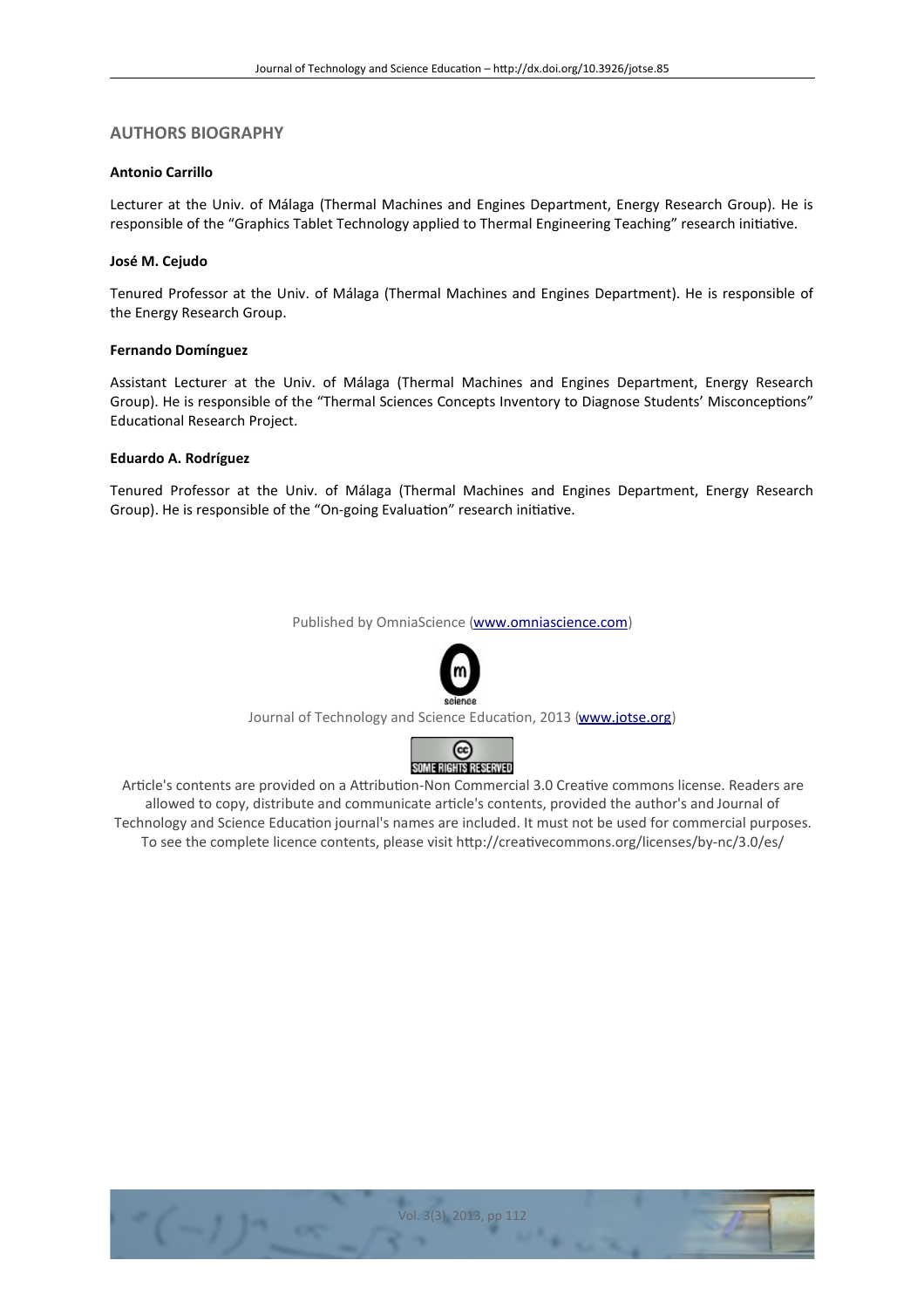## AUTHORS BIOGRAPHY

**Antonio Carrillo**

Lecturer at the Univ. of Málaga (Thermal Machines and Engines Department, Energy Research Group). He is responsible of the "Graphics Tablet Technology applied to Thermal Engineering Teaching" research initiative.

**José M. Cejudo**

Tenured Professor at the Univ. of Málaga (Thermal Machines and Engines Department). He is responsible of the Energy Research Group.

**Fernando Domínguez**

Assistant Lecturer at the Univ. of Málaga (Thermal Machines and Engines Department, Energy Research Group). He is responsible of the "Thermal Sciences Concepts Inventory to Diagnose Students' Misconceptions" Educational Research Project.

**Eduardo A. Rodríguez**

Tenured Professor at the Univ. of Málaga (Thermal Machines and Engines Department, Energy Research Group). He is responsible of the "On-going Evaluation" research initiative.

Published by OmniaScience (www.omniascience.com)

Journal of Technology and Science Education, 2013 (www.jotse.org)

Article's contents are provided on a Attribution-Non Commercial 3.0 Creative commons license. Readers are allowed to copy, distribute and communicate article's contents, provided the author's and Journal of Technology and Science Education journal's names are included. It must not be used for commercial purposes. To see the complete licence contents, please visit http://creativecommons.org/licenses/by-nc/3.0/es/